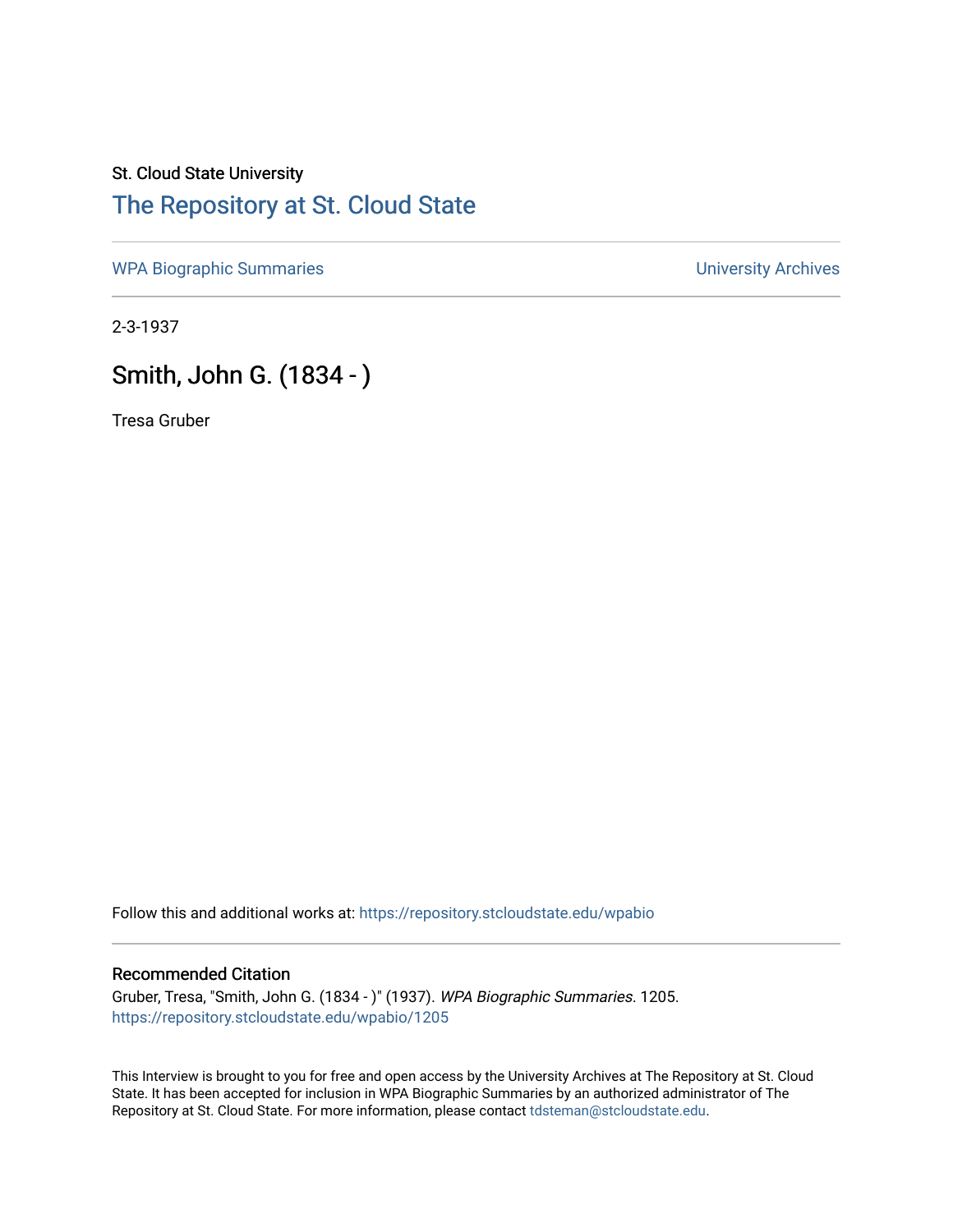St. Cloud State University

# The Repository at St. Cloud State

WPA Biographic Summaries | University Archives

2-3-1937

## Smith, John G. (1834 - )

Tresa Gruber

Follow this and additional works at: https://repository.stcloudstate.edu/wpabio

### Recommended Citation

Gruber, Tresa, "Smith, John G. (1834 - )" (1937). *WPA Biographic Summaries*. 1205.
https://repository.stcloudstate.edu/wpabio/1205

This Interview is brought to you for free and open access by the University Archives at The Repository at St. Cloud State. It has been accepted for inclusion in WPA Biographic Summaries by an authorized administrator of The Repository at St. Cloud State. For more information, please contact tdsteman@stcloudstate.edu.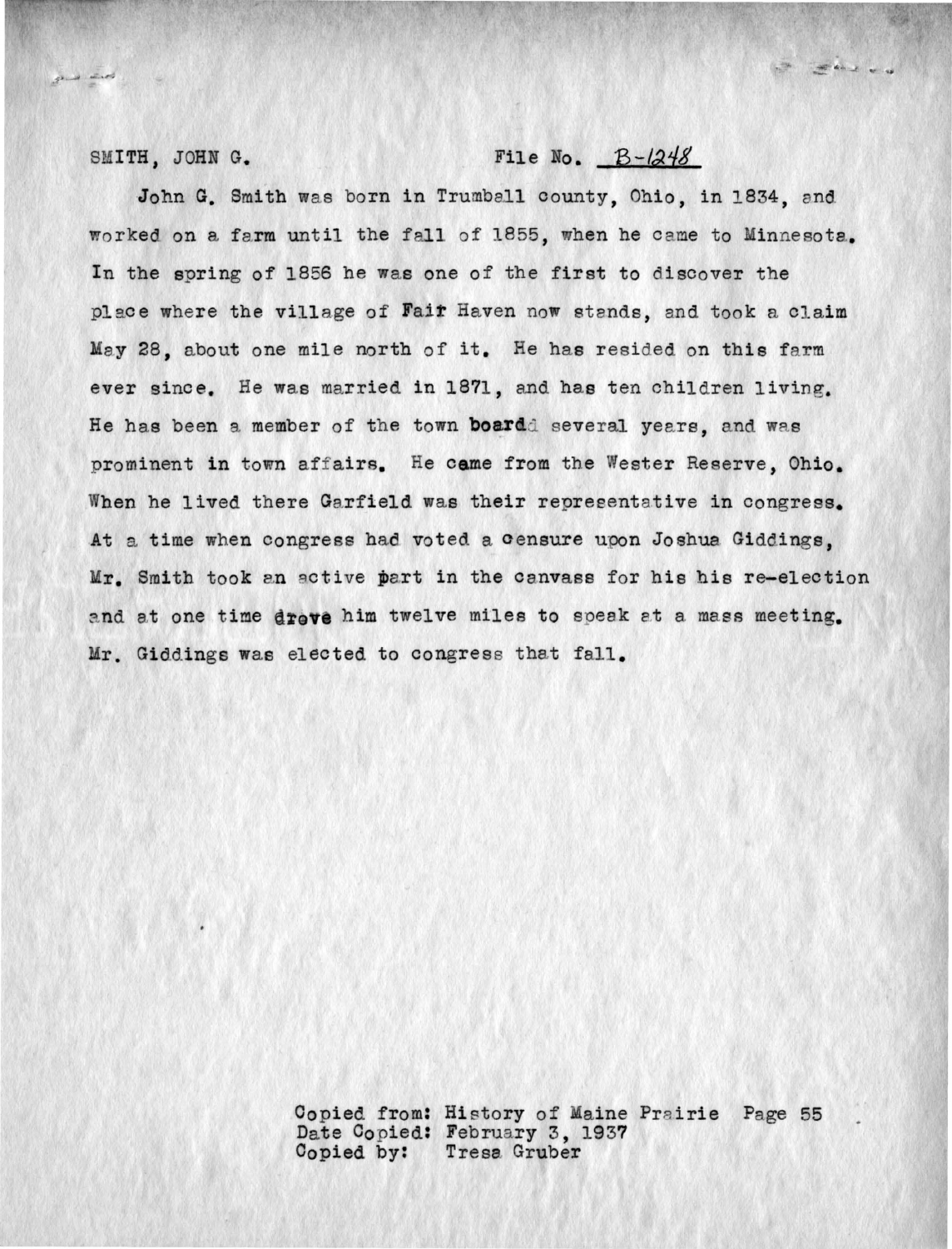SMITH, JOHN G. File No. B-1248

John G. Smith was born in Trumball county, Ohio, in 1834, and worked on a farm until the fall of 1855, when he came to Minnesota. In the spring of 1856 he was one of the first to discover the place where the village of Fair Haven now stands, and took a claim May 28, about one mile north of it. He has resided on this farm ever since. He was married in 1871, and has ten children living. He has been a member of the town board several years, and was prominent in town affairs. He came from the Wester Reserve, Ohio. When he lived there Garfield was their representative in congress. At a time when congress had voted a censure upon Joshua Giddings, Mr. Smith took an active part in the canvass for his his re-election and at one time drove him twelve miles to speak at a mass meeting. Mr. Giddings was elected to congress that fall.

Copied from: History of Maine Prairie Page 55
Date Copied: February 3, 1937
Copied by: Tresa Gruber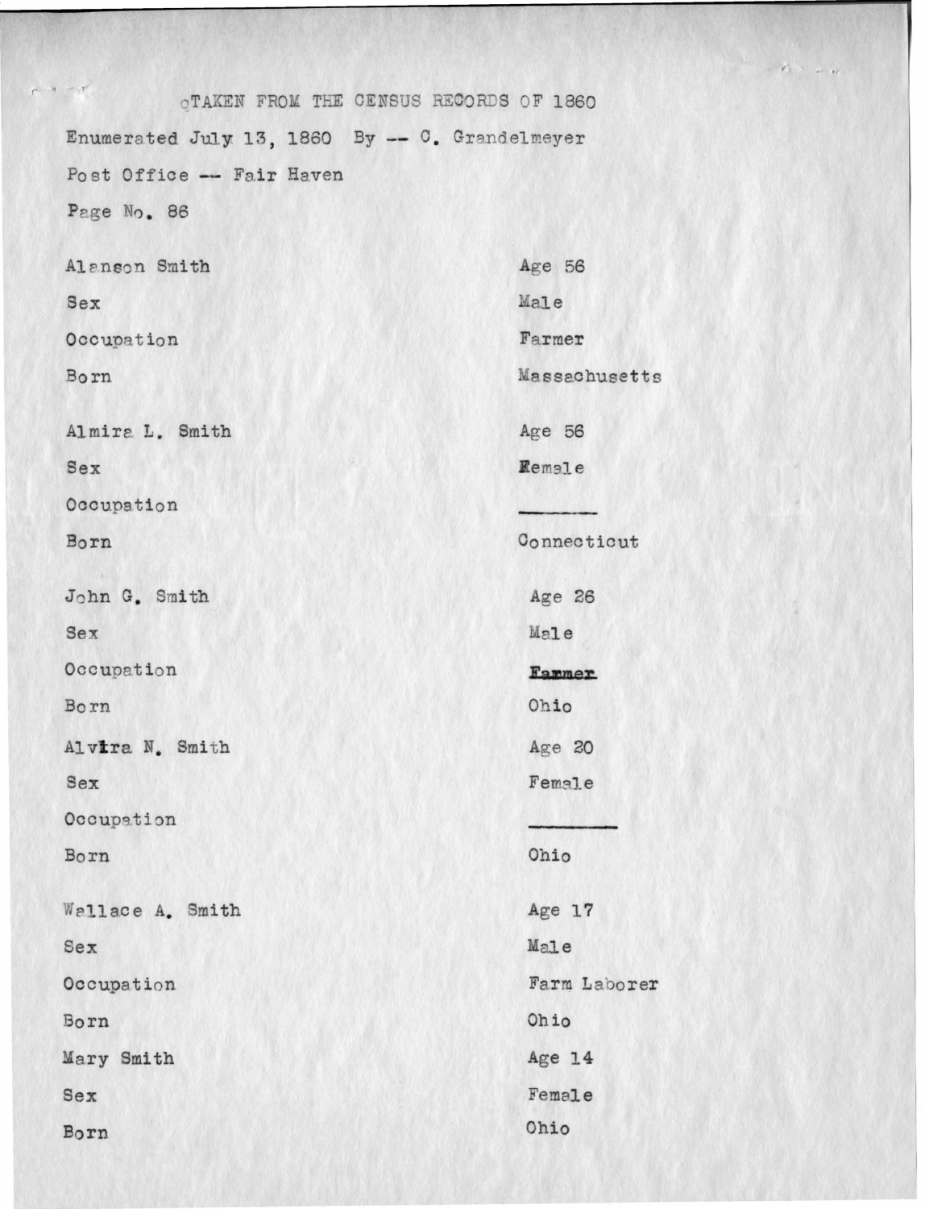TAKEN FROM THE CENSUS RECORDS OF 1860

Enumerated July 13, 1860 By -- C. Grandelmeyer

Post Office -- Fair Haven

Page No. 86

| | |
|---|---|
| Alanson Smith | Age 56 |
| Sex | Male |
| Occupation | Farmer |
| Born | Massachusetts |
| Almira L. Smith | Age 56 |
| Sex | Female |
| Occupation | ——— |
| Born | Connecticut |
| John G. Smith | Age 26 |
| Sex | Male |
| Occupation | Farmer |
| Born | Ohio |
| Alvira N. Smith | Age 20 |
| Sex | Female |
| Occupation | ——— |
| Born | Ohio |
| Wallace A. Smith | Age 17 |
| Sex | Male |
| Occupation | Farm Laborer |
| Born | Ohio |
| Mary Smith | Age 14 |
| Sex | Female |
| Born | Ohio |